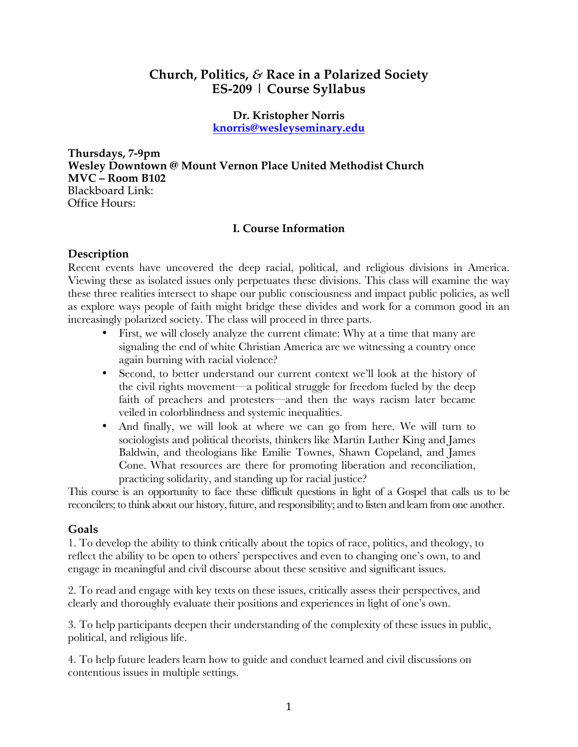# Church, Politics, & Race in a Polarized Society
## ES-209 | Course Syllabus

**Dr. Kristopher Norris**
**knorris@wesleyseminary.edu**

**Thursdays, 7-9pm**
**Wesley Downtown @ Mount Vernon Place United Methodist Church**
**MVC – Room B102**
Blackboard Link:
Office Hours:

### I. Course Information

#### Description

Recent events have uncovered the deep racial, political, and religious divisions in America. Viewing these as isolated issues only perpetuates these divisions. This class will examine the way these three realities intersect to shape our public consciousness and impact public policies, as well as explore ways people of faith might bridge these divides and work for a common good in an increasingly polarized society. The class will proceed in three parts.

- First, we will closely analyze the current climate: Why at a time that many are signaling the end of white Christian America are we witnessing a country once again burning with racial violence?
- Second, to better understand our current context we'll look at the history of the civil rights movement—a political struggle for freedom fueled by the deep faith of preachers and protesters—and then the ways racism later became veiled in colorblindness and systemic inequalities.
- And finally, we will look at where we can go from here. We will turn to sociologists and political theorists, thinkers like Martin Luther King and James Baldwin, and theologians like Emilie Townes, Shawn Copeland, and James Cone. What resources are there for promoting liberation and reconciliation, practicing solidarity, and standing up for racial justice?

This course is an opportunity to face these difficult questions in light of a Gospel that calls us to be reconcilers; to think about our history, future, and responsibility; and to listen and learn from one another.

#### Goals

1. To develop the ability to think critically about the topics of race, politics, and theology, to reflect the ability to be open to others' perspectives and even to changing one's own, to and engage in meaningful and civil discourse about these sensitive and significant issues.

2. To read and engage with key texts on these issues, critically assess their perspectives, and clearly and thoroughly evaluate their positions and experiences in light of one's own.

3. To help participants deepen their understanding of the complexity of these issues in public, political, and religious life.

4. To help future leaders learn how to guide and conduct learned and civil discussions on contentious issues in multiple settings.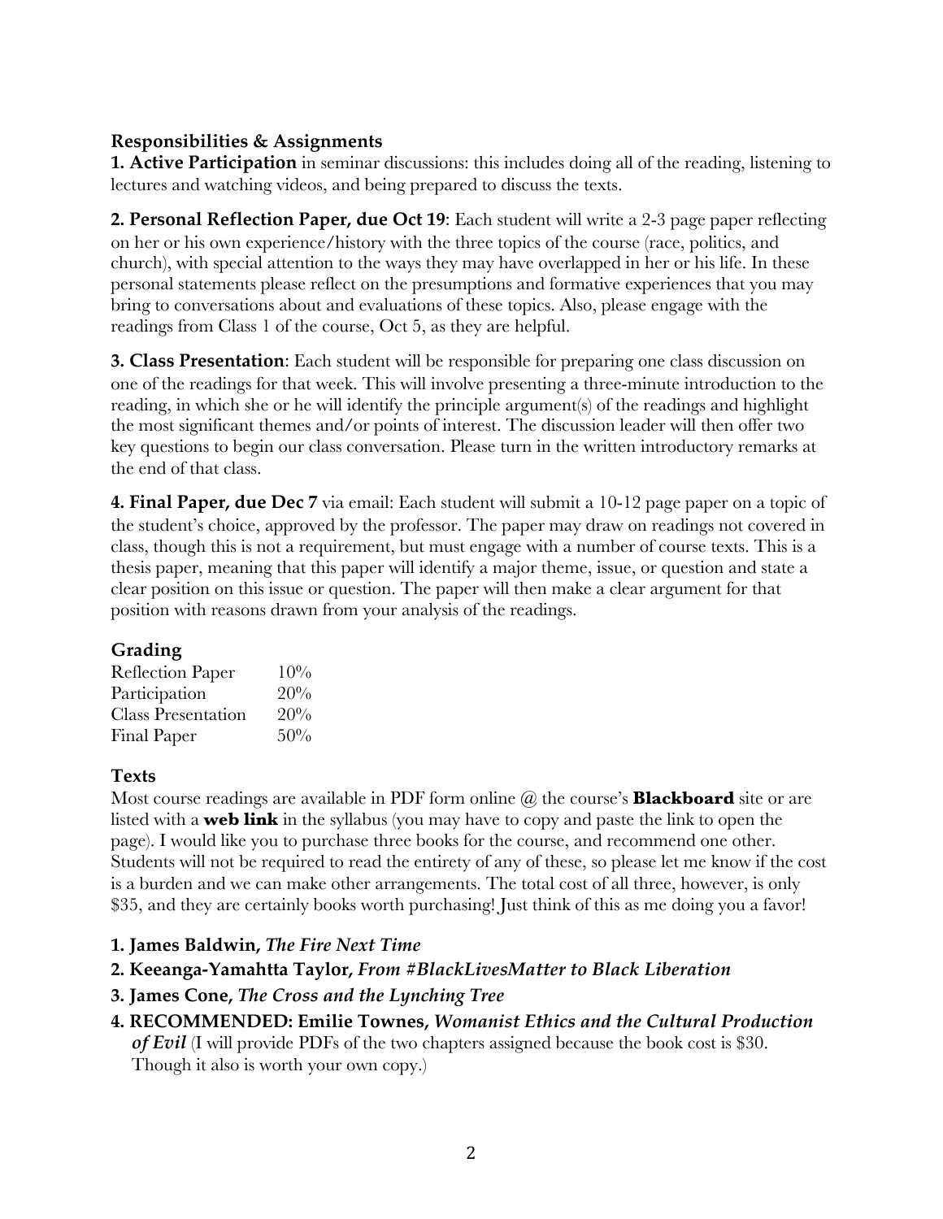## Responsibilities & Assignments

**1. Active Participation** in seminar discussions: this includes doing all of the reading, listening to lectures and watching videos, and being prepared to discuss the texts.

**2. Personal Reflection Paper, due Oct 19**: Each student will write a 2-3 page paper reflecting on her or his own experience/history with the three topics of the course (race, politics, and church), with special attention to the ways they may have overlapped in her or his life. In these personal statements please reflect on the presumptions and formative experiences that you may bring to conversations about and evaluations of these topics. Also, please engage with the readings from Class 1 of the course, Oct 5, as they are helpful.

**3. Class Presentation**: Each student will be responsible for preparing one class discussion on one of the readings for that week. This will involve presenting a three-minute introduction to the reading, in which she or he will identify the principle argument(s) of the readings and highlight the most significant themes and/or points of interest. The discussion leader will then offer two key questions to begin our class conversation. Please turn in the written introductory remarks at the end of that class.

**4. Final Paper, due Dec 7** via email: Each student will submit a 10-12 page paper on a topic of the student's choice, approved by the professor. The paper may draw on readings not covered in class, though this is not a requirement, but must engage with a number of course texts. This is a thesis paper, meaning that this paper will identify a major theme, issue, or question and state a clear position on this issue or question. The paper will then make a clear argument for that position with reasons drawn from your analysis of the readings.

## Grading

| | |
|---|---|
| Reflection Paper | 10% |
| Participation | 20% |
| Class Presentation | 20% |
| Final Paper | 50% |

## Texts

Most course readings are available in PDF form online @ the course's **Blackboard** site or are listed with a **web link** in the syllabus (you may have to copy and paste the link to open the page). I would like you to purchase three books for the course, and recommend one other. Students will not be required to read the entirety of any of these, so please let me know if the cost is a burden and we can make other arrangements. The total cost of all three, however, is only $35, and they are certainly books worth purchasing! Just think of this as me doing you a favor!

1. **James Baldwin, *The Fire Next Time***
2. **Keeanga-Yamahtta Taylor, *From #BlackLivesMatter to Black Liberation***
3. **James Cone, *The Cross and the Lynching Tree***
4. **RECOMMENDED: Emilie Townes, *Womanist Ethics and the Cultural Production of Evil*** (I will provide PDFs of the two chapters assigned because the book cost is $30. Though it also is worth your own copy.)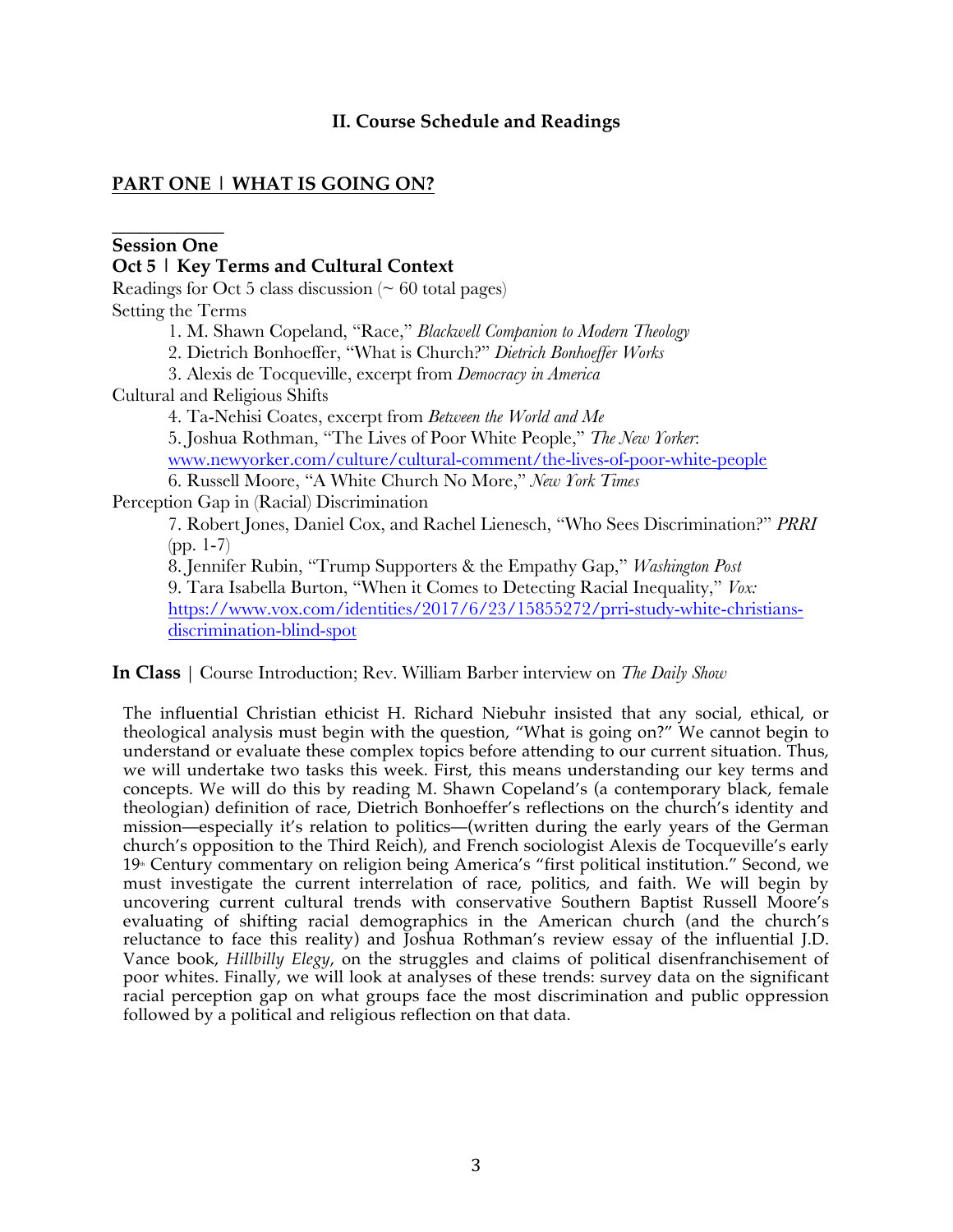## II. Course Schedule and Readings

## PART ONE | WHAT IS GOING ON?

### Session One

### Oct 5 | Key Terms and Cultural Context

Readings for Oct 5 class discussion (~ 60 total pages)

Setting the Terms

1. M. Shawn Copeland, "Race," *Blackwell Companion to Modern Theology*
2. Dietrich Bonhoeffer, "What is Church?" *Dietrich Bonhoeffer Works*
3. Alexis de Tocqueville, excerpt from *Democracy in America*

Cultural and Religious Shifts

4. Ta-Nehisi Coates, excerpt from *Between the World and Me*
5. Joshua Rothman, "The Lives of Poor White People," *The New Yorker*: www.newyorker.com/culture/cultural-comment/the-lives-of-poor-white-people
6. Russell Moore, "A White Church No More," *New York Times*

Perception Gap in (Racial) Discrimination

7. Robert Jones, Daniel Cox, and Rachel Lienesch, "Who Sees Discrimination?" *PRRI* (pp. 1-7)
8. Jennifer Rubin, "Trump Supporters & the Empathy Gap," *Washington Post*
9. Tara Isabella Burton, "When it Comes to Detecting Racial Inequality," *Vox:* https://www.vox.com/identities/2017/6/23/15855272/prri-study-white-christians-discrimination-blind-spot

**In Class** | Course Introduction; Rev. William Barber interview on *The Daily Show*

The influential Christian ethicist H. Richard Niebuhr insisted that any social, ethical, or theological analysis must begin with the question, "What is going on?" We cannot begin to understand or evaluate these complex topics before attending to our current situation. Thus, we will undertake two tasks this week. First, this means understanding our key terms and concepts. We will do this by reading M. Shawn Copeland's (a contemporary black, female theologian) definition of race, Dietrich Bonhoeffer's reflections on the church's identity and mission—especially it's relation to politics—(written during the early years of the German church's opposition to the Third Reich), and French sociologist Alexis de Tocqueville's early 19th Century commentary on religion being America's "first political institution." Second, we must investigate the current interrelation of race, politics, and faith. We will begin by uncovering current cultural trends with conservative Southern Baptist Russell Moore's evaluating of shifting racial demographics in the American church (and the church's reluctance to face this reality) and Joshua Rothman's review essay of the influential J.D. Vance book, *Hillbilly Elegy*, on the struggles and claims of political disenfranchisement of poor whites. Finally, we will look at analyses of these trends: survey data on the significant racial perception gap on what groups face the most discrimination and public oppression followed by a political and religious reflection on that data.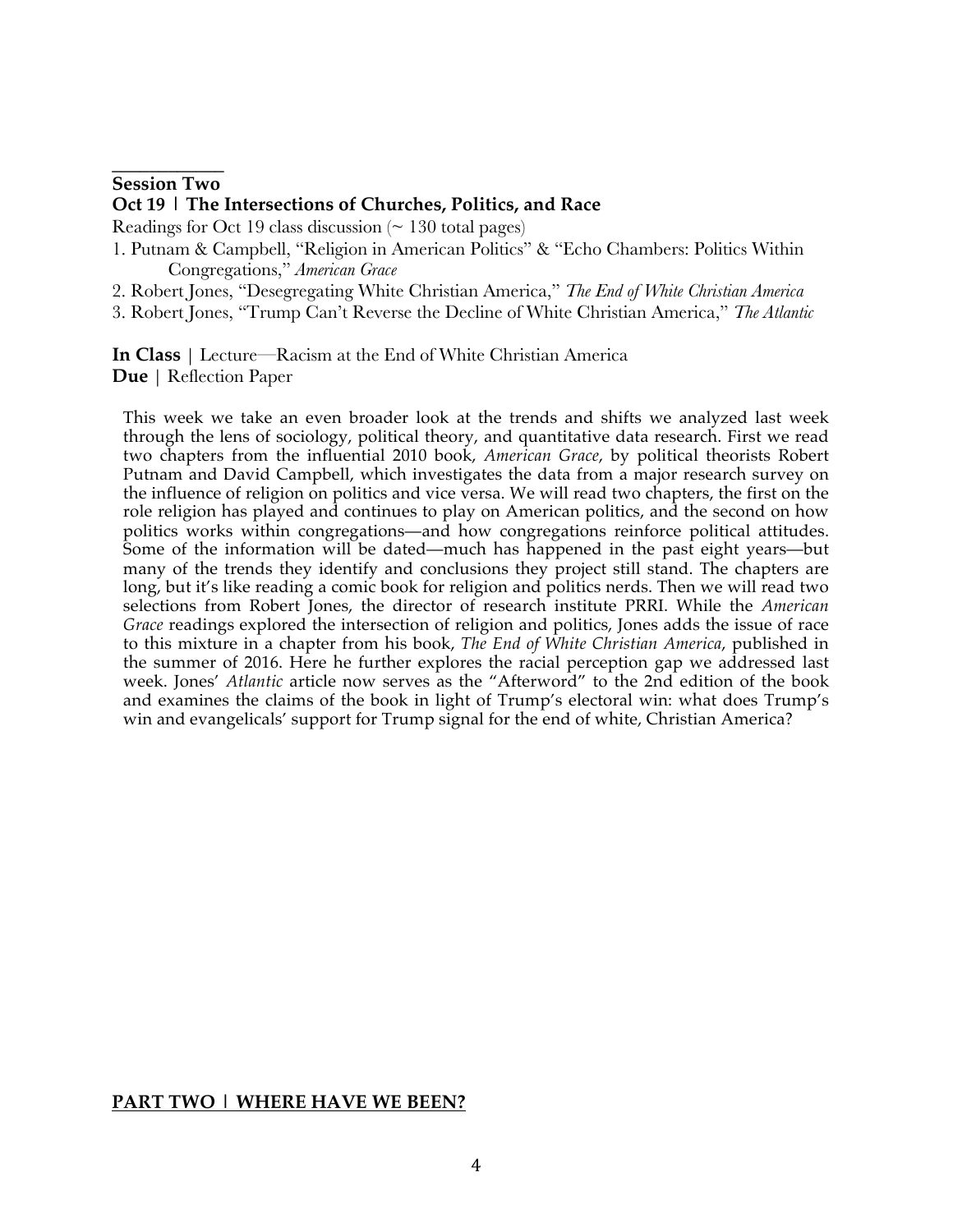---

**Session Two**

**Oct 19 | The Intersections of Churches, Politics, and Race**

Readings for Oct 19 class discussion (~ 130 total pages)

1. Putnam & Campbell, "Religion in American Politics" & "Echo Chambers: Politics Within Congregations," *American Grace*
2. Robert Jones, "Desegregating White Christian America," *The End of White Christian America*
3. Robert Jones, "Trump Can't Reverse the Decline of White Christian America," *The Atlantic*

**In Class** | Lecture—Racism at the End of White Christian America
**Due** | Reflection Paper

This week we take an even broader look at the trends and shifts we analyzed last week through the lens of sociology, political theory, and quantitative data research. First we read two chapters from the influential 2010 book, *American Grace*, by political theorists Robert Putnam and David Campbell, which investigates the data from a major research survey on the influence of religion on politics and vice versa. We will read two chapters, the first on the role religion has played and continues to play on American politics, and the second on how politics works within congregations—and how congregations reinforce political attitudes. Some of the information will be dated—much has happened in the past eight years—but many of the trends they identify and conclusions they project still stand. The chapters are long, but it's like reading a comic book for religion and politics nerds. Then we will read two selections from Robert Jones, the director of research institute PRRI. While the *American Grace* readings explored the intersection of religion and politics, Jones adds the issue of race to this mixture in a chapter from his book, *The End of White Christian America*, published in the summer of 2016. Here he further explores the racial perception gap we addressed last week. Jones' *Atlantic* article now serves as the "Afterword" to the 2nd edition of the book and examines the claims of the book in light of Trump's electoral win: what does Trump's win and evangelicals' support for Trump signal for the end of white, Christian America?

## PART TWO | WHERE HAVE WE BEEN?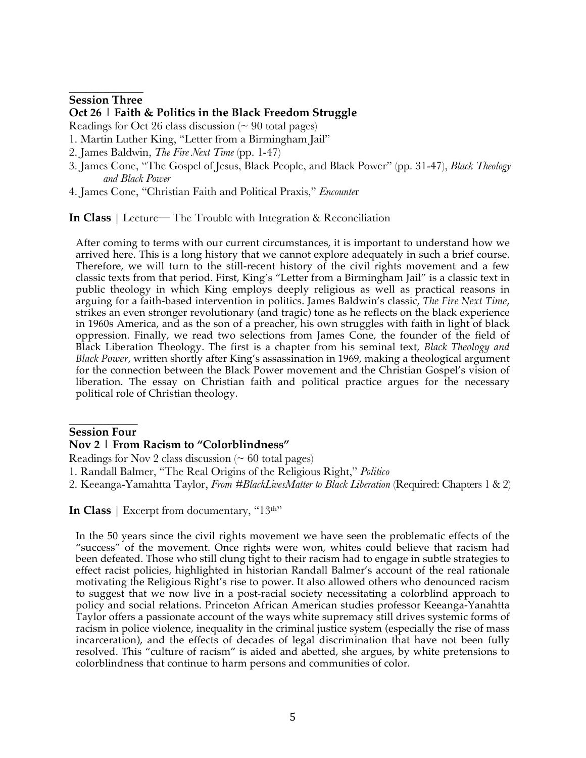## Session Three

### Oct 26 | Faith & Politics in the Black Freedom Struggle

Readings for Oct 26 class discussion (~ 90 total pages)

1. Martin Luther King, "Letter from a Birmingham Jail"
2. James Baldwin, *The Fire Next Time* (pp. 1-47)
3. James Cone, "The Gospel of Jesus, Black People, and Black Power" (pp. 31-47), *Black Theology and Black Power*
4. James Cone, "Christian Faith and Political Praxis," *Encounter*

**In Class** | Lecture— The Trouble with Integration & Reconciliation

After coming to terms with our current circumstances, it is important to understand how we arrived here. This is a long history that we cannot explore adequately in such a brief course. Therefore, we will turn to the still-recent history of the civil rights movement and a few classic texts from that period. First, King's "Letter from a Birmingham Jail" is a classic text in public theology in which King employs deeply religious as well as practical reasons in arguing for a faith-based intervention in politics. James Baldwin's classic, *The Fire Next Time*, strikes an even stronger revolutionary (and tragic) tone as he reflects on the black experience in 1960s America, and as the son of a preacher, his own struggles with faith in light of black oppression. Finally, we read two selections from James Cone, the founder of the field of Black Liberation Theology. The first is a chapter from his seminal text, *Black Theology and Black Power*, written shortly after King's assassination in 1969, making a theological argument for the connection between the Black Power movement and the Christian Gospel's vision of liberation. The essay on Christian faith and political practice argues for the necessary political role of Christian theology.

## Session Four

### Nov 2 | From Racism to "Colorblindness"

Readings for Nov 2 class discussion (~ 60 total pages)

1. Randall Balmer, "The Real Origins of the Religious Right," *Politico*
2. Keeanga-Yamahtta Taylor, *From #BlackLivesMatter to Black Liberation* (Required: Chapters 1 & 2)

**In Class** | Excerpt from documentary, "13th"

In the 50 years since the civil rights movement we have seen the problematic effects of the "success" of the movement. Once rights were won, whites could believe that racism had been defeated. Those who still clung tight to their racism had to engage in subtle strategies to effect racist policies, highlighted in historian Randall Balmer's account of the real rationale motivating the Religious Right's rise to power. It also allowed others who denounced racism to suggest that we now live in a post-racial society necessitating a colorblind approach to policy and social relations. Princeton African American studies professor Keeanga-Yanahtta Taylor offers a passionate account of the ways white supremacy still drives systemic forms of racism in police violence, inequality in the criminal justice system (especially the rise of mass incarceration), and the effects of decades of legal discrimination that have not been fully resolved. This "culture of racism" is aided and abetted, she argues, by white pretensions to colorblindness that continue to harm persons and communities of color.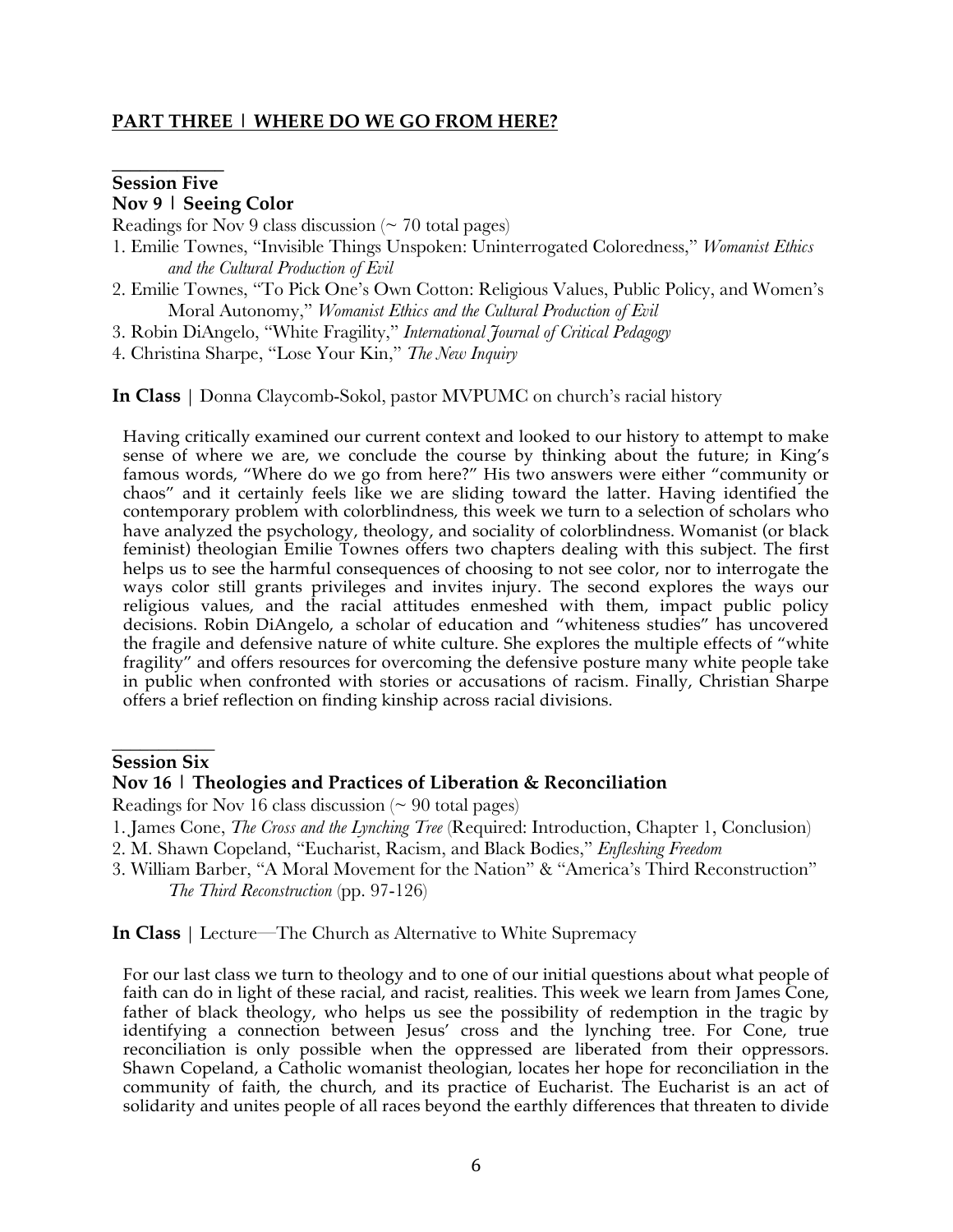## **PART THREE | WHERE DO WE GO FROM HERE?**

**Session Five**
**Nov 9 | Seeing Color**

Readings for Nov 9 class discussion (~ 70 total pages)

1. Emilie Townes, "Invisible Things Unspoken: Uninterrogated Coloredness," *Womanist Ethics and the Cultural Production of Evil*
2. Emilie Townes, "To Pick One's Own Cotton: Religious Values, Public Policy, and Women's Moral Autonomy," *Womanist Ethics and the Cultural Production of Evil*
3. Robin DiAngelo, "White Fragility," *International Journal of Critical Pedagogy*
4. Christina Sharpe, "Lose Your Kin," *The New Inquiry*

**In Class** | Donna Claycomb-Sokol, pastor MVPUMC on church's racial history

Having critically examined our current context and looked to our history to attempt to make sense of where we are, we conclude the course by thinking about the future; in King's famous words, "Where do we go from here?" His two answers were either "community or chaos" and it certainly feels like we are sliding toward the latter. Having identified the contemporary problem with colorblindness, this week we turn to a selection of scholars who have analyzed the psychology, theology, and sociality of colorblindness. Womanist (or black feminist) theologian Emilie Townes offers two chapters dealing with this subject. The first helps us to see the harmful consequences of choosing to not see color, nor to interrogate the ways color still grants privileges and invites injury. The second explores the ways our religious values, and the racial attitudes enmeshed with them, impact public policy decisions. Robin DiAngelo, a scholar of education and "whiteness studies" has uncovered the fragile and defensive nature of white culture. She explores the multiple effects of "white fragility" and offers resources for overcoming the defensive posture many white people take in public when confronted with stories or accusations of racism. Finally, Christian Sharpe offers a brief reflection on finding kinship across racial divisions.

**Session Six**
**Nov 16 | Theologies and Practices of Liberation & Reconciliation**

Readings for Nov 16 class discussion (~ 90 total pages)

1. James Cone, *The Cross and the Lynching Tree* (Required: Introduction, Chapter 1, Conclusion)
2. M. Shawn Copeland, "Eucharist, Racism, and Black Bodies," *Enfleshing Freedom*
3. William Barber, "A Moral Movement for the Nation" & "America's Third Reconstruction" *The Third Reconstruction* (pp. 97-126)

**In Class** | Lecture—The Church as Alternative to White Supremacy

For our last class we turn to theology and to one of our initial questions about what people of faith can do in light of these racial, and racist, realities. This week we learn from James Cone, father of black theology, who helps us see the possibility of redemption in the tragic by identifying a connection between Jesus' cross and the lynching tree. For Cone, true reconciliation is only possible when the oppressed are liberated from their oppressors. Shawn Copeland, a Catholic womanist theologian, locates her hope for reconciliation in the community of faith, the church, and its practice of Eucharist. The Eucharist is an act of solidarity and unites people of all races beyond the earthly differences that threaten to divide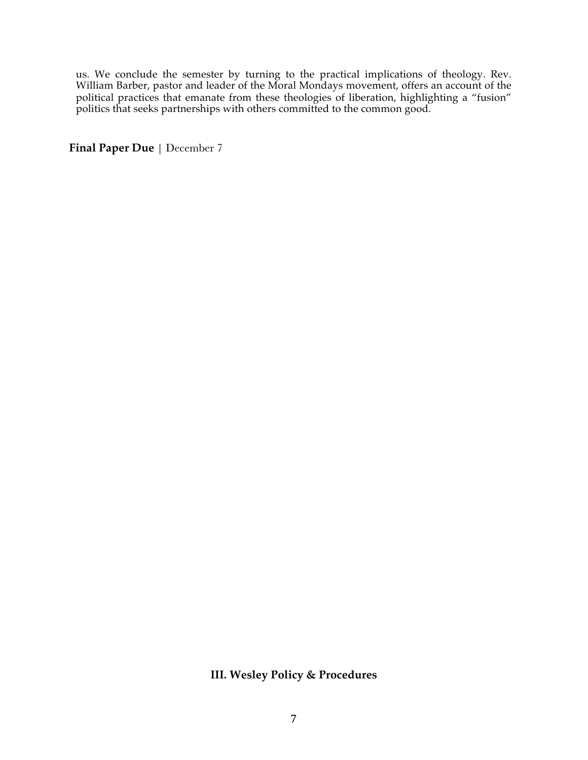us. We conclude the semester by turning to the practical implications of theology. Rev. William Barber, pastor and leader of the Moral Mondays movement, offers an account of the political practices that emanate from these theologies of liberation, highlighting a "fusion" politics that seeks partnerships with others committed to the common good.

**Final Paper Due** | December 7

## III. Wesley Policy & Procedures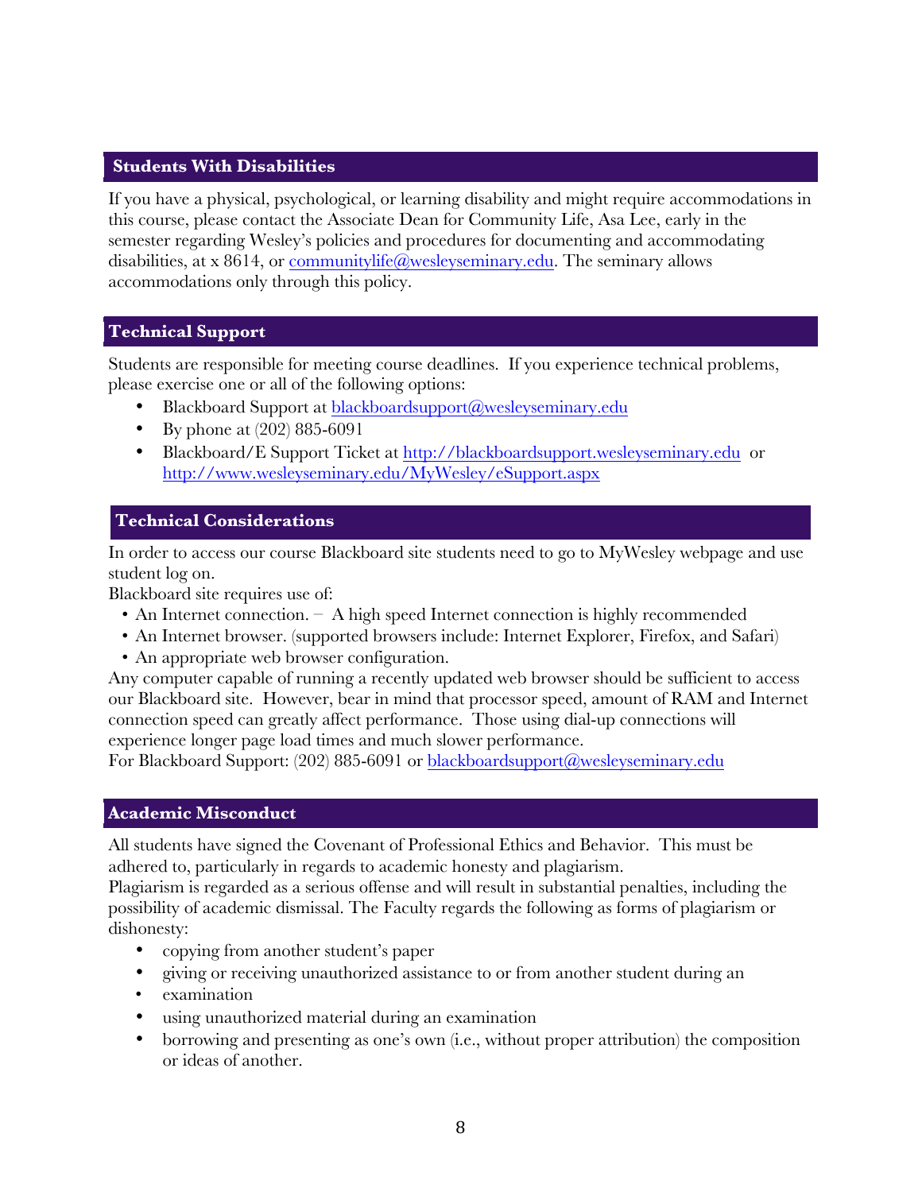## Students With Disabilities

If you have a physical, psychological, or learning disability and might require accommodations in this course, please contact the Associate Dean for Community Life, Asa Lee, early in the semester regarding Wesley's policies and procedures for documenting and accommodating disabilities, at x 8614, or communitylife@wesleyseminary.edu. The seminary allows accommodations only through this policy.

## Technical Support

Students are responsible for meeting course deadlines. If you experience technical problems, please exercise one or all of the following options:

- Blackboard Support at blackboardsupport@wesleyseminary.edu
- By phone at (202) 885-6091
- Blackboard/E Support Ticket at http://blackboardsupport.wesleyseminary.edu or http://www.wesleyseminary.edu/MyWesley/eSupport.aspx

## Technical Considerations

In order to access our course Blackboard site students need to go to MyWesley webpage and use student log on.

Blackboard site requires use of:

- An Internet connection. – A high speed Internet connection is highly recommended
- An Internet browser. (supported browsers include: Internet Explorer, Firefox, and Safari)
- An appropriate web browser configuration.

Any computer capable of running a recently updated web browser should be sufficient to access our Blackboard site. However, bear in mind that processor speed, amount of RAM and Internet connection speed can greatly affect performance. Those using dial-up connections will experience longer page load times and much slower performance.

For Blackboard Support: (202) 885-6091 or blackboardsupport@wesleyseminary.edu

## Academic Misconduct

All students have signed the Covenant of Professional Ethics and Behavior. This must be adhered to, particularly in regards to academic honesty and plagiarism.

Plagiarism is regarded as a serious offense and will result in substantial penalties, including the possibility of academic dismissal. The Faculty regards the following as forms of plagiarism or dishonesty:

- copying from another student's paper
- giving or receiving unauthorized assistance to or from another student during an
- examination
- using unauthorized material during an examination
- borrowing and presenting as one's own (i.e., without proper attribution) the composition or ideas of another.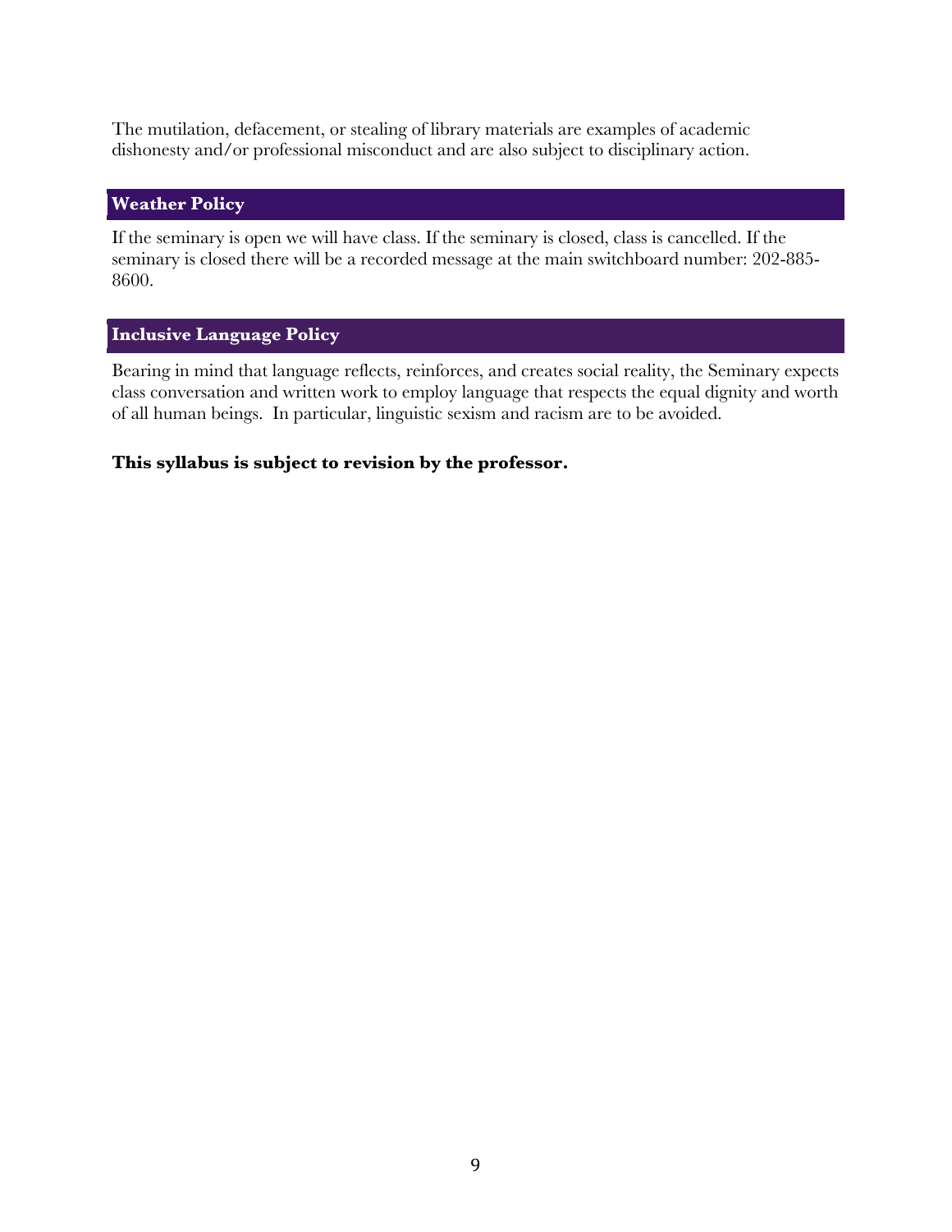The mutilation, defacement, or stealing of library materials are examples of academic dishonesty and/or professional misconduct and are also subject to disciplinary action.

## Weather Policy

If the seminary is open we will have class. If the seminary is closed, class is cancelled. If the seminary is closed there will be a recorded message at the main switchboard number: 202-885-8600.

## Inclusive Language Policy

Bearing in mind that language reflects, reinforces, and creates social reality, the Seminary expects class conversation and written work to employ language that respects the equal dignity and worth of all human beings. In particular, linguistic sexism and racism are to be avoided.

**This syllabus is subject to revision by the professor.**